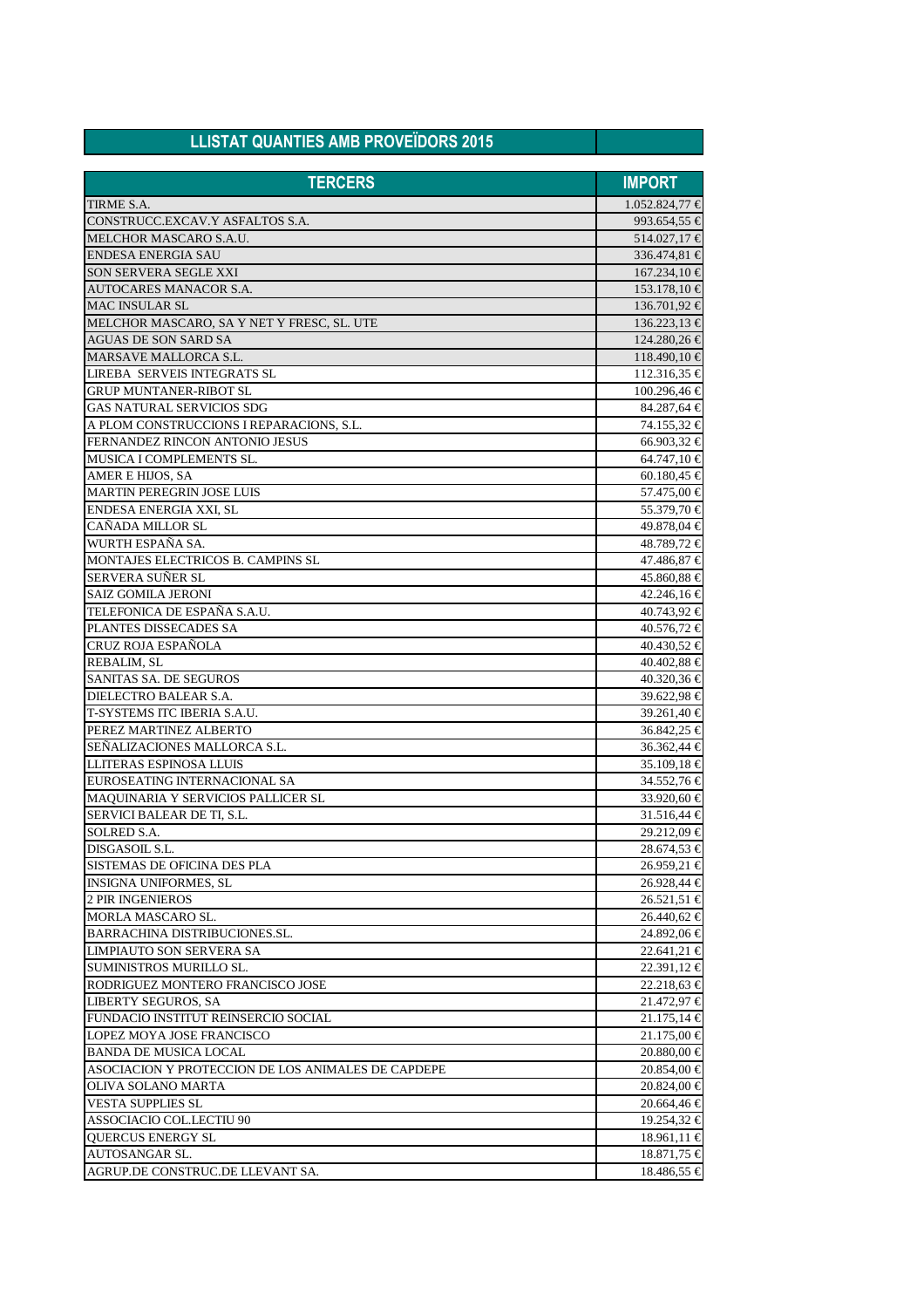# LLISTAT QUANTIES AMB PROVEÏDORS 2015

| TERCERS | IMPORT |
|---|---|
| TIRME S.A. | 1.052.824,77 € |
| CONSTRUCC.EXCAV.Y ASFALTOS S.A. | 993.654,55 € |
| MELCHOR MASCARO S.A.U. | 514.027,17 € |
| ENDESA ENERGIA SAU | 336.474,81 € |
| SON SERVERA SEGLE XXI | 167.234,10 € |
| AUTOCARES MANACOR S.A. | 153.178,10 € |
| MAC INSULAR SL | 136.701,92 € |
| MELCHOR MASCARO, SA Y NET Y FRESC, SL. UTE | 136.223,13 € |
| AGUAS DE SON SARD SA | 124.280,26 € |
| MARSAVE MALLORCA S.L. | 118.490,10 € |
| LIREBA SERVEIS INTEGRATS SL | 112.316,35 € |
| GRUP MUNTANER-RIBOT SL | 100.296,46 € |
| GAS NATURAL SERVICIOS SDG | 84.287,64 € |
| A PLOM CONSTRUCCIONS I REPARACIONS, S.L. | 74.155,32 € |
| FERNANDEZ RINCON ANTONIO JESUS | 66.903,32 € |
| MUSICA I COMPLEMENTS SL. | 64.747,10 € |
| AMER E HIJOS, SA | 60.180,45 € |
| MARTIN PEREGRIN JOSE LUIS | 57.475,00 € |
| ENDESA ENERGIA XXI, SL | 55.379,70 € |
| CAÑADA MILLOR SL | 49.878,04 € |
| WURTH ESPAÑA SA. | 48.789,72 € |
| MONTAJES ELECTRICOS B. CAMPINS SL | 47.486,87 € |
| SERVERA SUÑER SL | 45.860,88 € |
| SAIZ GOMILA JERONI | 42.246,16 € |
| TELEFONICA DE ESPAÑA S.A.U. | 40.743,92 € |
| PLANTES DISSECADES SA | 40.576,72 € |
| CRUZ ROJA ESPAÑOLA | 40.430,52 € |
| REBALIM, SL | 40.402,88 € |
| SANITAS SA. DE SEGUROS | 40.320,36 € |
| DIELECTRO BALEAR S.A. | 39.622,98 € |
| T-SYSTEMS ITC IBERIA S.A.U. | 39.261,40 € |
| PEREZ MARTINEZ ALBERTO | 36.842,25 € |
| SEÑALIZACIONES MALLORCA S.L. | 36.362,44 € |
| LLITERAS ESPINOSA LLUIS | 35.109,18 € |
| EUROSEATING INTERNACIONAL SA | 34.552,76 € |
| MAQUINARIA Y SERVICIOS PALLICER SL | 33.920,60 € |
| SERVICI BALEAR DE TI, S.L. | 31.516,44 € |
| SOLRED S.A. | 29.212,09 € |
| DISGASOIL S.L. | 28.674,53 € |
| SISTEMAS DE OFICINA DES PLA | 26.959,21 € |
| INSIGNA UNIFORMES, SL | 26.928,44 € |
| 2 PIR INGENIEROS | 26.521,51 € |
| MORLA MASCARO SL. | 26.440,62 € |
| BARRACHINA DISTRIBUCIONES.SL. | 24.892,06 € |
| LIMPIAUTO SON SERVERA SA | 22.641,21 € |
| SUMINISTROS MURILLO SL. | 22.391,12 € |
| RODRIGUEZ MONTERO FRANCISCO JOSE | 22.218,63 € |
| LIBERTY SEGUROS, SA | 21.472,97 € |
| FUNDACIO INSTITUT REINSERCIO SOCIAL | 21.175,14 € |
| LOPEZ MOYA JOSE FRANCISCO | 21.175,00 € |
| BANDA DE MUSICA LOCAL | 20.880,00 € |
| ASOCIACION Y PROTECCION DE LOS ANIMALES DE CAPDEPE | 20.854,00 € |
| OLIVA SOLANO MARTA | 20.824,00 € |
| VESTA SUPPLIES SL | 20.664,46 € |
| ASSOCIACIO COL.LECTIU 90 | 19.254,32 € |
| QUERCUS ENERGY SL | 18.961,11 € |
| AUTOSANGAR SL. | 18.871,75 € |
| AGRUP.DE CONSTRUC.DE LLEVANT SA. | 18.486,55 € |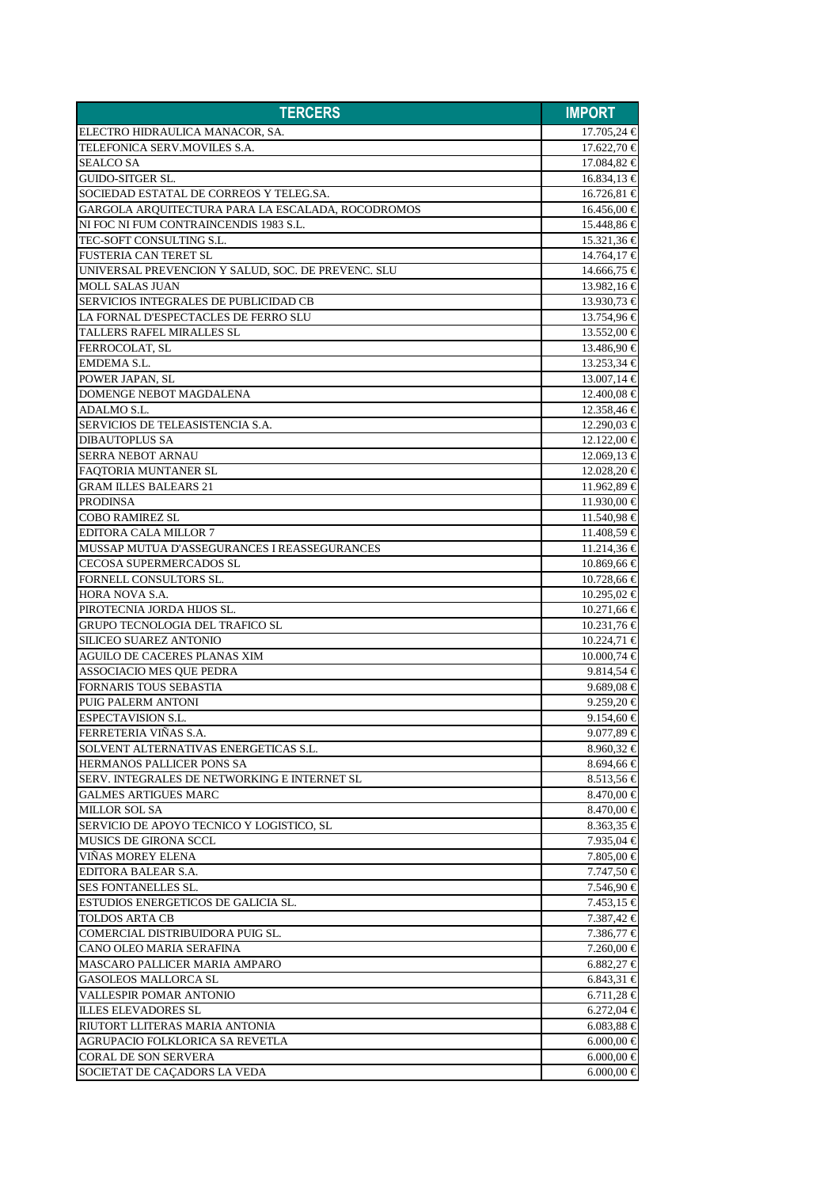| TERCERS | IMPORT |
|---|---|
| ELECTRO HIDRAULICA MANACOR, SA. | 17.705,24 € |
| TELEFONICA SERV.MOVILES S.A. | 17.622,70 € |
| SEALCO SA | 17.084,82 € |
| GUIDO-SITGER SL. | 16.834,13 € |
| SOCIEDAD ESTATAL DE CORREOS Y TELEG.SA. | 16.726,81 € |
| GARGOLA ARQUITECTURA PARA LA ESCALADA, ROCODROMOS | 16.456,00 € |
| NI FOC NI FUM CONTRAINCENDIS 1983 S.L. | 15.448,86 € |
| TEC-SOFT CONSULTING S.L. | 15.321,36 € |
| FUSTERIA CAN TERET SL | 14.764,17 € |
| UNIVERSAL PREVENCION Y SALUD, SOC. DE PREVENC. SLU | 14.666,75 € |
| MOLL SALAS JUAN | 13.982,16 € |
| SERVICIOS INTEGRALES DE PUBLICIDAD CB | 13.930,73 € |
| LA FORNAL D'ESPECTACLES DE FERRO SLU | 13.754,96 € |
| TALLERS RAFEL MIRALLES SL | 13.552,00 € |
| FERROCOLAT, SL | 13.486,90 € |
| EMDEMA S.L. | 13.253,34 € |
| POWER JAPAN, SL | 13.007,14 € |
| DOMENGE NEBOT MAGDALENA | 12.400,08 € |
| ADALMO S.L. | 12.358,46 € |
| SERVICIOS DE TELEASISTENCIA S.A. | 12.290,03 € |
| DIBAUTOPLUS SA | 12.122,00 € |
| SERRA NEBOT ARNAU | 12.069,13 € |
| FAQTORIA MUNTANER SL | 12.028,20 € |
| GRAM ILLES BALEARS 21 | 11.962,89 € |
| PRODINSA | 11.930,00 € |
| COBO RAMIREZ SL | 11.540,98 € |
| EDITORA CALA MILLOR 7 | 11.408,59 € |
| MUSSAP MUTUA D'ASSEGURANCES I REASSEGURANCES | 11.214,36 € |
| CECOSA SUPERMERCADOS SL | 10.869,66 € |
| FORNELL CONSULTORS SL. | 10.728,66 € |
| HORA NOVA S.A. | 10.295,02 € |
| PIROTECNIA JORDA HIJOS SL. | 10.271,66 € |
| GRUPO TECNOLOGIA DEL TRAFICO SL | 10.231,76 € |
| SILICEO SUAREZ ANTONIO | 10.224,71 € |
| AGUILO DE CACERES PLANAS XIM | 10.000,74 € |
| ASSOCIACIO MES QUE PEDRA | 9.814,54 € |
| FORNARIS TOUS SEBASTIA | 9.689,08 € |
| PUIG PALERM ANTONI | 9.259,20 € |
| ESPECTAVISION S.L. | 9.154,60 € |
| FERRETERIA VIÑAS S.A. | 9.077,89 € |
| SOLVENT ALTERNATIVAS ENERGETICAS S.L. | 8.960,32 € |
| HERMANOS PALLICER PONS SA | 8.694,66 € |
| SERV. INTEGRALES DE NETWORKING E INTERNET SL | 8.513,56 € |
| GALMES ARTIGUES MARC | 8.470,00 € |
| MILLOR SOL SA | 8.470,00 € |
| SERVICIO DE APOYO TECNICO Y LOGISTICO, SL | 8.363,35 € |
| MUSICS DE GIRONA SCCL | 7.935,04 € |
| VIÑAS MOREY ELENA | 7.805,00 € |
| EDITORA BALEAR S.A. | 7.747,50 € |
| SES FONTANELLES SL. | 7.546,90 € |
| ESTUDIOS ENERGETICOS DE GALICIA SL. | 7.453,15 € |
| TOLDOS ARTA CB | 7.387,42 € |
| COMERCIAL DISTRIBUIDORA PUIG SL. | 7.386,77 € |
| CANO OLEO MARIA SERAFINA | 7.260,00 € |
| MASCARO PALLICER MARIA AMPARO | 6.882,27 € |
| GASOLEOS MALLORCA SL | 6.843,31 € |
| VALLESPIR POMAR ANTONIO | 6.711,28 € |
| ILLES ELEVADORES SL | 6.272,04 € |
| RIUTORT LLITERAS MARIA ANTONIA | 6.083,88 € |
| AGRUPACIO FOLKLORICA SA REVETLA | 6.000,00 € |
| CORAL DE SON SERVERA | 6.000,00 € |
| SOCIETAT DE CAÇADORS LA VEDA | 6.000,00 € |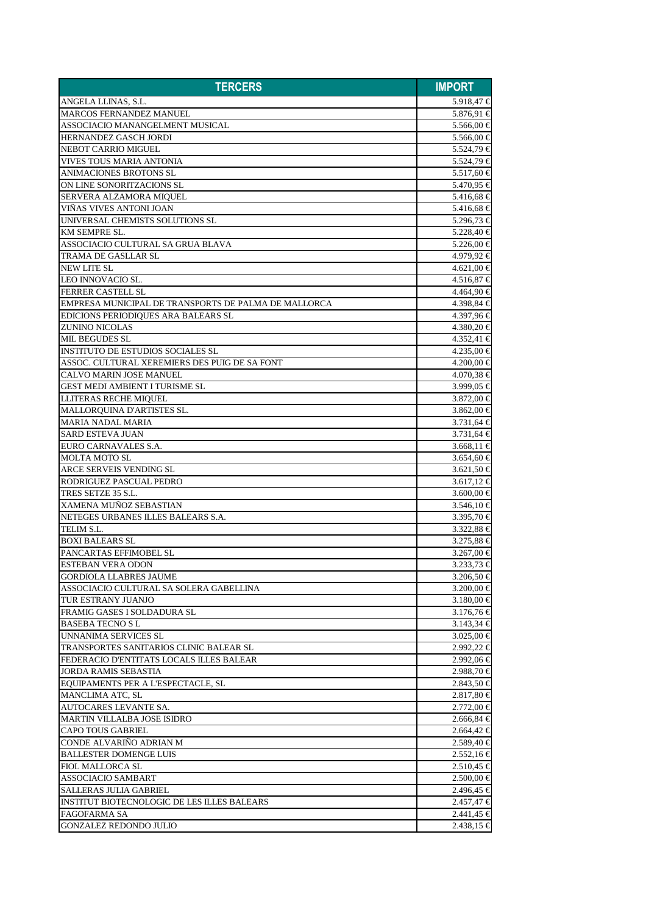| TERCERS | IMPORT |
| --- | --- |
| ANGELA LLINAS, S.L. | 5.918,47 € |
| MARCOS FERNANDEZ MANUEL | 5.876,91 € |
| ASSOCIACIO MANANGELMENT MUSICAL | 5.566,00 € |
| HERNANDEZ GASCH JORDI | 5.566,00 € |
| NEBOT CARRIO MIGUEL | 5.524,79 € |
| VIVES TOUS MARIA ANTONIA | 5.524,79 € |
| ANIMACIONES BROTONS SL | 5.517,60 € |
| ON LINE SONORITZACIONS SL | 5.470,95 € |
| SERVERA ALZAMORA MIQUEL | 5.416,68 € |
| VIÑAS VIVES ANTONI JOAN | 5.416,68 € |
| UNIVERSAL CHEMISTS SOLUTIONS SL | 5.296,73 € |
| KM SEMPRE SL. | 5.228,40 € |
| ASSOCIACIO CULTURAL SA GRUA BLAVA | 5.226,00 € |
| TRAMA DE GASLLAR SL | 4.979,92 € |
| NEW LITE SL | 4.621,00 € |
| LEO INNOVACIO SL. | 4.516,87 € |
| FERRER CASTELL SL | 4.464,90 € |
| EMPRESA MUNICIPAL DE TRANSPORTS DE PALMA DE MALLORCA | 4.398,84 € |
| EDICIONS PERIODIQUES ARA BALEARS SL | 4.397,96 € |
| ZUNINO NICOLAS | 4.380,20 € |
| MIL BEGUDES SL | 4.352,41 € |
| INSTITUTO DE ESTUDIOS SOCIALES SL | 4.235,00 € |
| ASSOC. CULTURAL XEREMIERS DES PUIG DE SA FONT | 4.200,00 € |
| CALVO MARIN JOSE MANUEL | 4.070,38 € |
| GEST MEDI AMBIENT I TURISME SL | 3.999,05 € |
| LLITERAS RECHE MIQUEL | 3.872,00 € |
| MALLORQUINA D'ARTISTES SL. | 3.862,00 € |
| MARIA NADAL MARIA | 3.731,64 € |
| SARD ESTEVA JUAN | 3.731,64 € |
| EURO CARNAVALES S.A. | 3.668,11 € |
| MOLTA MOTO SL | 3.654,60 € |
| ARCE SERVEIS VENDING SL | 3.621,50 € |
| RODRIGUEZ PASCUAL PEDRO | 3.617,12 € |
| TRES SETZE 35 S.L. | 3.600,00 € |
| XAMENA MUÑOZ SEBASTIAN | 3.546,10 € |
| NETEGES URBANES ILLES BALEARS S.A. | 3.395,70 € |
| TELIM S.L. | 3.322,88 € |
| BOXI BALEARS SL | 3.275,88 € |
| PANCARTAS EFFIMOBEL SL | 3.267,00 € |
| ESTEBAN VERA ODON | 3.233,73 € |
| GORDIOLA LLABRES JAUME | 3.206,50 € |
| ASSOCIACIO CULTURAL SA SOLERA GABELLINA | 3.200,00 € |
| TUR ESTRANY JUANJO | 3.180,00 € |
| FRAMIG GASES I SOLDADURA SL | 3.176,76 € |
| BASEBA TECNO S L | 3.143,34 € |
| UNNANIMA SERVICES SL | 3.025,00 € |
| TRANSPORTES SANITARIOS CLINIC BALEAR SL | 2.992,22 € |
| FEDERACIO D'ENTITATS LOCALS ILLES BALEAR | 2.992,06 € |
| JORDA RAMIS SEBASTIA | 2.988,70 € |
| EQUIPAMENTS PER A L'ESPECTACLE, SL | 2.843,50 € |
| MANCLIMA ATC, SL | 2.817,80 € |
| AUTOCARES LEVANTE SA. | 2.772,00 € |
| MARTIN VILLALBA JOSE ISIDRO | 2.666,84 € |
| CAPO TOUS GABRIEL | 2.664,42 € |
| CONDE ALVARIÑO ADRIAN M | 2.589,40 € |
| BALLESTER DOMENGE LUIS | 2.552,16 € |
| FIOL MALLORCA SL | 2.510,45 € |
| ASSOCIACIO SAMBART | 2.500,00 € |
| SALLERAS JULIA GABRIEL | 2.496,45 € |
| INSTITUT BIOTECNOLOGIC DE LES ILLES BALEARS | 2.457,47 € |
| FAGOFARMA SA | 2.441,45 € |
| GONZALEZ REDONDO JULIO | 2.438,15 € |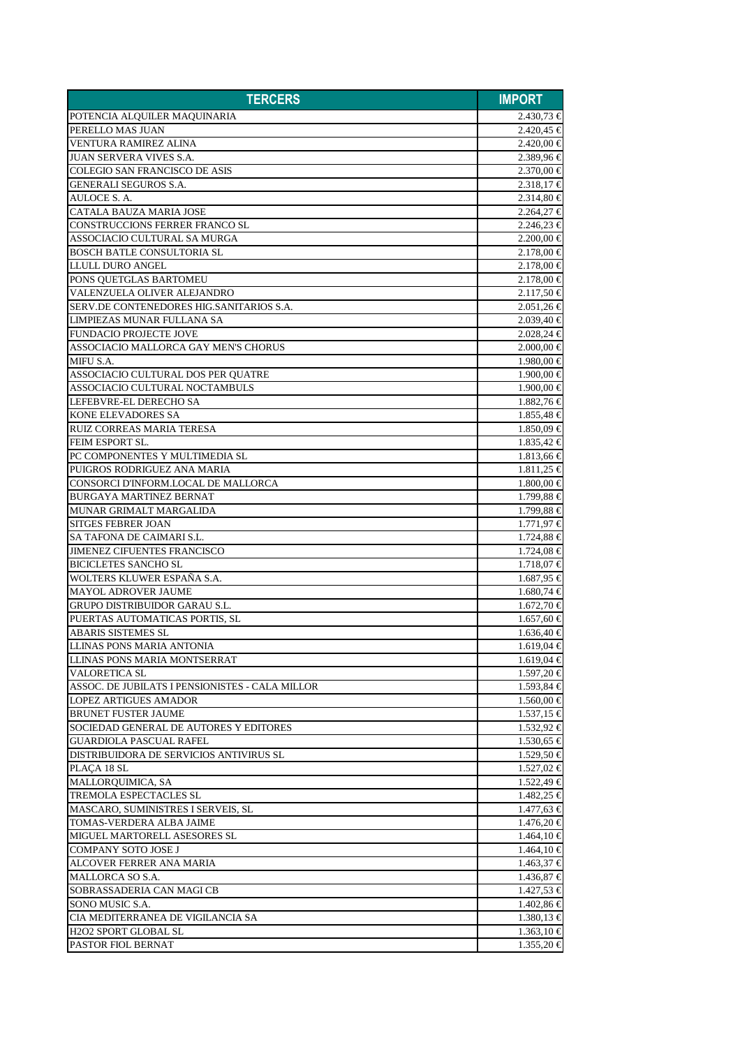| TERCERS | IMPORT |
|---|---|
| POTENCIA ALQUILER MAQUINARIA | 2.430,73 € |
| PERELLO MAS JUAN | 2.420,45 € |
| VENTURA RAMIREZ ALINA | 2.420,00 € |
| JUAN SERVERA VIVES S.A. | 2.389,96 € |
| COLEGIO SAN FRANCISCO DE ASIS | 2.370,00 € |
| GENERALI SEGUROS S.A. | 2.318,17 € |
| AULOCE S. A. | 2.314,80 € |
| CATALA BAUZA MARIA JOSE | 2.264,27 € |
| CONSTRUCCIONS FERRER FRANCO SL | 2.246,23 € |
| ASSOCIACIO CULTURAL SA MURGA | 2.200,00 € |
| BOSCH BATLE CONSULTORIA SL | 2.178,00 € |
| LLULL DURO ANGEL | 2.178,00 € |
| PONS QUETGLAS BARTOMEU | 2.178,00 € |
| VALENZUELA OLIVER ALEJANDRO | 2.117,50 € |
| SERV.DE CONTENEDORES HIG.SANITARIOS S.A. | 2.051,26 € |
| LIMPIEZAS MUNAR FULLANA SA | 2.039,40 € |
| FUNDACIO PROJECTE JOVE | 2.028,24 € |
| ASSOCIACIO MALLORCA GAY MEN'S CHORUS | 2.000,00 € |
| MIFU S.A. | 1.980,00 € |
| ASSOCIACIO CULTURAL DOS PER QUATRE | 1.900,00 € |
| ASSOCIACIO CULTURAL NOCTAMBULS | 1.900,00 € |
| LEFEBVRE-EL DERECHO SA | 1.882,76 € |
| KONE ELEVADORES SA | 1.855,48 € |
| RUIZ CORREAS MARIA TERESA | 1.850,09 € |
| FEIM ESPORT SL. | 1.835,42 € |
| PC COMPONENTES Y MULTIMEDIA SL | 1.813,66 € |
| PUIGROS RODRIGUEZ ANA MARIA | 1.811,25 € |
| CONSORCI D'INFORM.LOCAL DE MALLORCA | 1.800,00 € |
| BURGAYA MARTINEZ BERNAT | 1.799,88 € |
| MUNAR GRIMALT MARGALIDA | 1.799,88 € |
| SITGES FEBRER JOAN | 1.771,97 € |
| SA TAFONA DE CAIMARI S.L. | 1.724,88 € |
| JIMENEZ CIFUENTES FRANCISCO | 1.724,08 € |
| BICICLETES SANCHO SL | 1.718,07 € |
| WOLTERS KLUWER ESPAÑA S.A. | 1.687,95 € |
| MAYOL ADROVER JAUME | 1.680,74 € |
| GRUPO DISTRIBUIDOR GARAU S.L. | 1.672,70 € |
| PUERTAS AUTOMATICAS PORTIS, SL | 1.657,60 € |
| ABARIS SISTEMES SL | 1.636,40 € |
| LLINAS PONS MARIA ANTONIA | 1.619,04 € |
| LLINAS PONS MARIA MONTSERRAT | 1.619,04 € |
| VALORETICA SL | 1.597,20 € |
| ASSOC. DE JUBILATS I PENSIONISTES - CALA MILLOR | 1.593,84 € |
| LOPEZ ARTIGUES AMADOR | 1.560,00 € |
| BRUNET FUSTER JAUME | 1.537,15 € |
| SOCIEDAD GENERAL DE AUTORES Y EDITORES | 1.532,92 € |
| GUARDIOLA PASCUAL RAFEL | 1.530,65 € |
| DISTRIBUIDORA DE SERVICIOS ANTIVIRUS SL | 1.529,50 € |
| PLAÇA 18 SL | 1.527,02 € |
| MALLORQUIMICA, SA | 1.522,49 € |
| TREMOLA ESPECTACLES SL | 1.482,25 € |
| MASCARO, SUMINISTRES I SERVEIS, SL | 1.477,63 € |
| TOMAS-VERDERA ALBA JAIME | 1.476,20 € |
| MIGUEL MARTORELL ASESORES SL | 1.464,10 € |
| COMPANY SOTO JOSE J | 1.464,10 € |
| ALCOVER FERRER ANA MARIA | 1.463,37 € |
| MALLORCA SO S.A. | 1.436,87 € |
| SOBRASSADERIA CAN MAGI CB | 1.427,53 € |
| SONO MUSIC S.A. | 1.402,86 € |
| CIA MEDITERRANEA DE VIGILANCIA SA | 1.380,13 € |
| H2O2 SPORT GLOBAL SL | 1.363,10 € |
| PASTOR FIOL BERNAT | 1.355,20 € |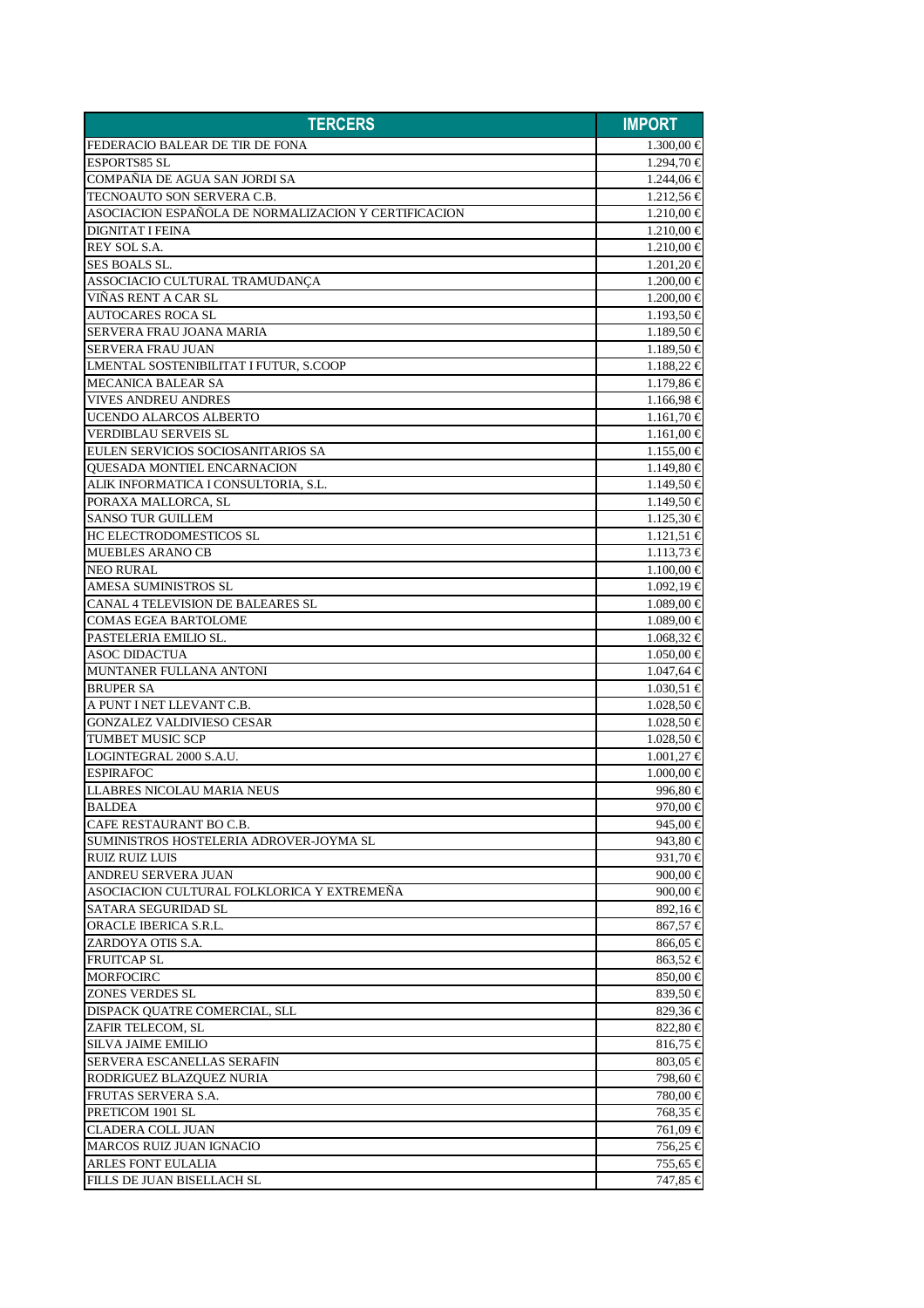| TERCERS | IMPORT |
| --- | --- |
| FEDERACIO BALEAR DE TIR DE FONA | 1.300,00 € |
| ESPORTS85 SL | 1.294,70 € |
| COMPAÑIA DE AGUA SAN JORDI SA | 1.244,06 € |
| TECNOAUTO SON SERVERA C.B. | 1.212,56 € |
| ASOCIACION ESPAÑOLA DE NORMALIZACION Y CERTIFICACION | 1.210,00 € |
| DIGNITAT I FEINA | 1.210,00 € |
| REY SOL S.A. | 1.210,00 € |
| SES BOALS SL. | 1.201,20 € |
| ASSOCIACIO CULTURAL TRAMUDANÇA | 1.200,00 € |
| VIÑAS RENT A CAR SL | 1.200,00 € |
| AUTOCARES ROCA SL | 1.193,50 € |
| SERVERA FRAU JOANA MARIA | 1.189,50 € |
| SERVERA FRAU JUAN | 1.189,50 € |
| LMENTAL SOSTENIBILITAT I FUTUR, S.COOP | 1.188,22 € |
| MECANICA BALEAR SA | 1.179,86 € |
| VIVES ANDREU ANDRES | 1.166,98 € |
| UCENDO ALARCOS ALBERTO | 1.161,70 € |
| VERDIBLAU SERVEIS SL | 1.161,00 € |
| EULEN SERVICIOS SOCIOSANITARIOS SA | 1.155,00 € |
| QUESADA MONTIEL ENCARNACION | 1.149,80 € |
| ALIK INFORMATICA I CONSULTORIA, S.L. | 1.149,50 € |
| PORAXA MALLORCA, SL | 1.149,50 € |
| SANSO TUR GUILLEM | 1.125,30 € |
| HC ELECTRODOMESTICOS SL | 1.121,51 € |
| MUEBLES ARANO CB | 1.113,73 € |
| NEO RURAL | 1.100,00 € |
| AMESA SUMINISTROS SL | 1.092,19 € |
| CANAL 4 TELEVISION DE BALEARES SL | 1.089,00 € |
| COMAS EGEA BARTOLOME | 1.089,00 € |
| PASTELERIA EMILIO SL. | 1.068,32 € |
| ASOC DIDACTUA | 1.050,00 € |
| MUNTANER FULLANA ANTONI | 1.047,64 € |
| BRUPER SA | 1.030,51 € |
| A PUNT I NET LLEVANT C.B. | 1.028,50 € |
| GONZALEZ VALDIVIESO CESAR | 1.028,50 € |
| TUMBET MUSIC SCP | 1.028,50 € |
| LOGINTEGRAL 2000 S.A.U. | 1.001,27 € |
| ESPIRAFOC | 1.000,00 € |
| LLABRES NICOLAU MARIA NEUS | 996,80 € |
| BALDEA | 970,00 € |
| CAFE RESTAURANT BO C.B. | 945,00 € |
| SUMINISTROS HOSTELERIA ADROVER-JOYMA SL | 943,80 € |
| RUIZ RUIZ LUIS | 931,70 € |
| ANDREU SERVERA JUAN | 900,00 € |
| ASOCIACION CULTURAL FOLKLORICA Y EXTREMEÑA | 900,00 € |
| SATARA SEGURIDAD SL | 892,16 € |
| ORACLE IBERICA S.R.L. | 867,57 € |
| ZARDOYA OTIS S.A. | 866,05 € |
| FRUITCAP SL | 863,52 € |
| MORFOCIRC | 850,00 € |
| ZONES VERDES SL | 839,50 € |
| DISPACK QUATRE COMERCIAL, SLL | 829,36 € |
| ZAFIR TELECOM, SL | 822,80 € |
| SILVA JAIME EMILIO | 816,75 € |
| SERVERA ESCANELLAS SERAFIN | 803,05 € |
| RODRIGUEZ BLAZQUEZ NURIA | 798,60 € |
| FRUTAS SERVERA S.A. | 780,00 € |
| PRETICOM 1901 SL | 768,35 € |
| CLADERA COLL JUAN | 761,09 € |
| MARCOS RUIZ JUAN IGNACIO | 756,25 € |
| ARLES FONT EULALIA | 755,65 € |
| FILLS DE JUAN BISELLACH SL | 747,85 € |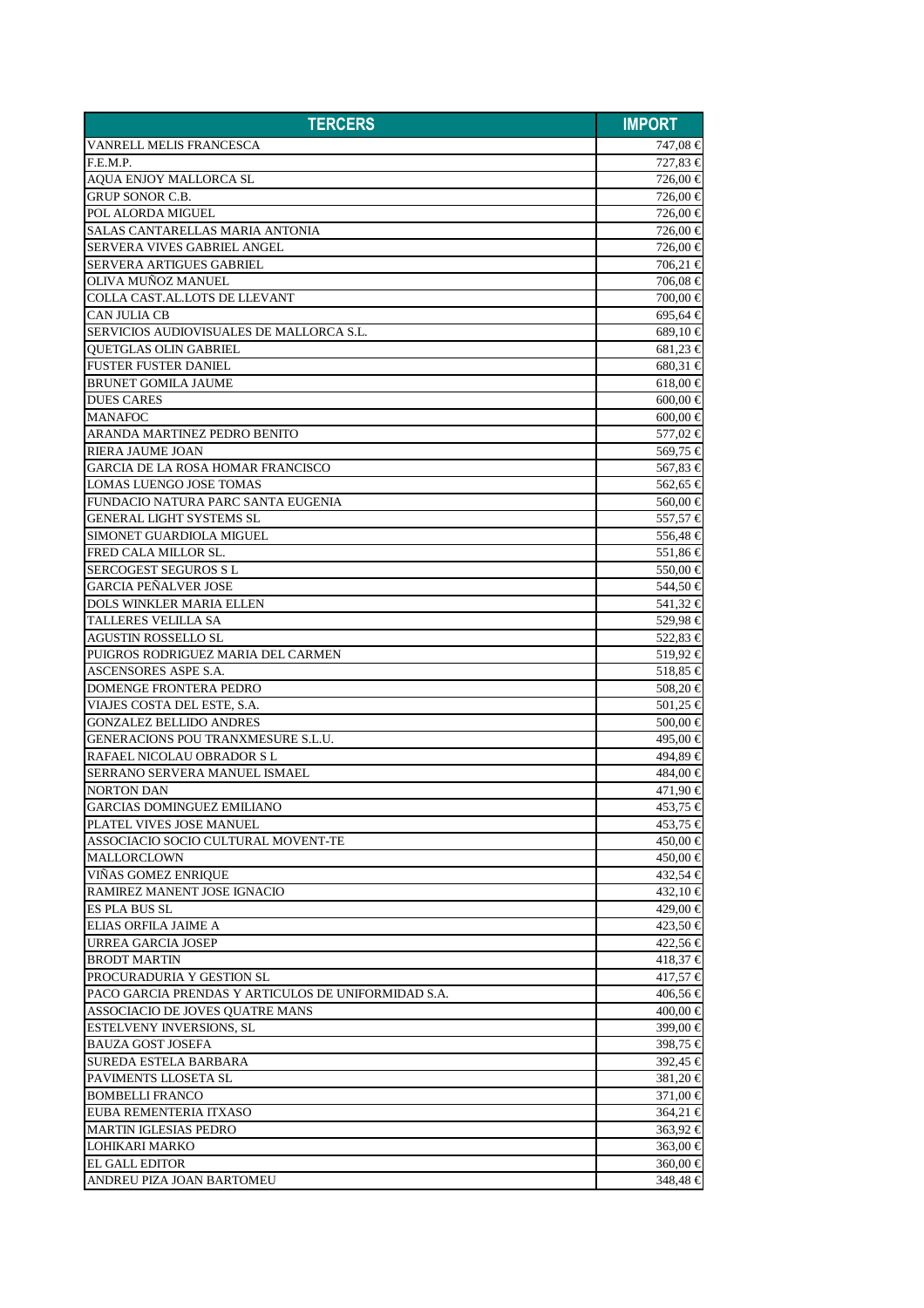| TERCERS | IMPORT |
| --- | --- |
| VANRELL MELIS FRANCESCA | 747,08 € |
| F.E.M.P. | 727,83 € |
| AQUA ENJOY MALLORCA SL | 726,00 € |
| GRUP SONOR C.B. | 726,00 € |
| POL ALORDA MIGUEL | 726,00 € |
| SALAS CANTARELLAS MARIA ANTONIA | 726,00 € |
| SERVERA VIVES GABRIEL ANGEL | 726,00 € |
| SERVERA ARTIGUES GABRIEL | 706,21 € |
| OLIVA MUÑOZ MANUEL | 706,08 € |
| COLLA CAST.AL.LOTS DE LLEVANT | 700,00 € |
| CAN JULIA CB | 695,64 € |
| SERVICIOS AUDIOVISUALES DE MALLORCA S.L. | 689,10 € |
| QUETGLAS OLIN GABRIEL | 681,23 € |
| FUSTER FUSTER DANIEL | 680,31 € |
| BRUNET GOMILA JAUME | 618,00 € |
| DUES CARES | 600,00 € |
| MANAFOC | 600,00 € |
| ARANDA MARTINEZ PEDRO BENITO | 577,02 € |
| RIERA JAUME JOAN | 569,75 € |
| GARCIA DE LA ROSA HOMAR FRANCISCO | 567,83 € |
| LOMAS LUENGO JOSE TOMAS | 562,65 € |
| FUNDACIO NATURA PARC SANTA EUGENIA | 560,00 € |
| GENERAL LIGHT SYSTEMS SL | 557,57 € |
| SIMONET GUARDIOLA MIGUEL | 556,48 € |
| FRED CALA MILLOR SL. | 551,86 € |
| SERCOGEST SEGUROS S L | 550,00 € |
| GARCIA PEÑALVER JOSE | 544,50 € |
| DOLS WINKLER MARIA ELLEN | 541,32 € |
| TALLERES VELILLA SA | 529,98 € |
| AGUSTIN ROSSELLO SL | 522,83 € |
| PUIGROS RODRIGUEZ MARIA DEL CARMEN | 519,92 € |
| ASCENSORES ASPE S.A. | 518,85 € |
| DOMENGE FRONTERA PEDRO | 508,20 € |
| VIAJES COSTA DEL ESTE, S.A. | 501,25 € |
| GONZALEZ BELLIDO ANDRES | 500,00 € |
| GENERACIONS POU TRANXMESURE S.L.U. | 495,00 € |
| RAFAEL NICOLAU OBRADOR S L | 494,89 € |
| SERRANO SERVERA MANUEL ISMAEL | 484,00 € |
| NORTON DAN | 471,90 € |
| GARCIAS DOMINGUEZ EMILIANO | 453,75 € |
| PLATEL VIVES JOSE MANUEL | 453,75 € |
| ASSOCIACIO SOCIO CULTURAL MOVENT-TE | 450,00 € |
| MALLORCLOWN | 450,00 € |
| VIÑAS GOMEZ ENRIQUE | 432,54 € |
| RAMIREZ MANENT JOSE IGNACIO | 432,10 € |
| ES PLA BUS SL | 429,00 € |
| ELIAS ORFILA JAIME A | 423,50 € |
| URREA GARCIA JOSEP | 422,56 € |
| BRODT MARTIN | 418,37 € |
| PROCURADURIA Y GESTION SL | 417,57 € |
| PACO GARCIA PRENDAS Y ARTICULOS DE UNIFORMIDAD S.A. | 406,56 € |
| ASSOCIACIO DE JOVES QUATRE MANS | 400,00 € |
| ESTELVENY INVERSIONS, SL | 399,00 € |
| BAUZA GOST JOSEFA | 398,75 € |
| SUREDA ESTELA BARBARA | 392,45 € |
| PAVIMENTS LLOSETA SL | 381,20 € |
| BOMBELLI FRANCO | 371,00 € |
| EUBA REMENTERIA ITXASO | 364,21 € |
| MARTIN IGLESIAS PEDRO | 363,92 € |
| LOHIKARI MARKO | 363,00 € |
| EL GALL EDITOR | 360,00 € |
| ANDREU PIZA JOAN BARTOMEU | 348,48 € |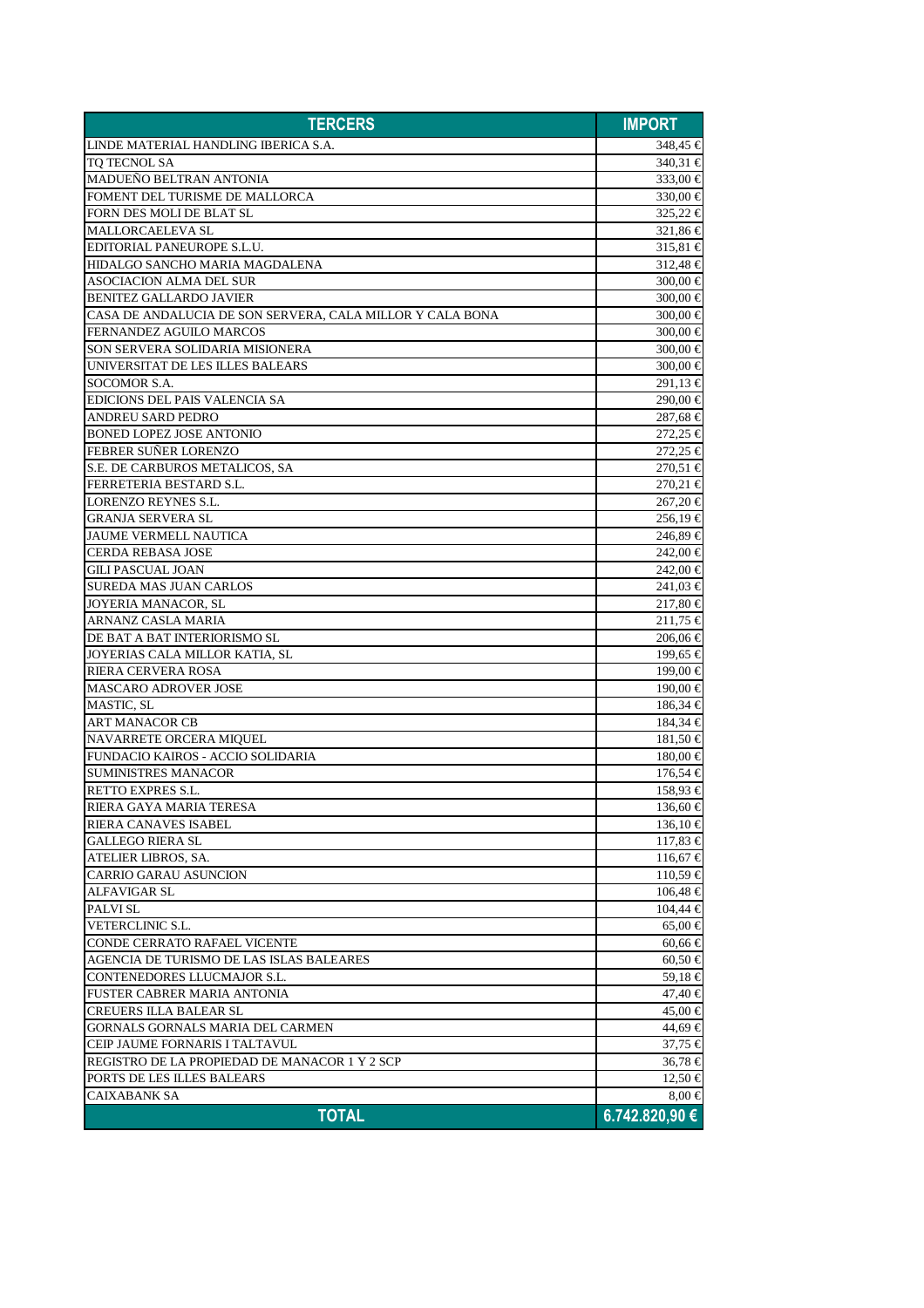| TERCERS | IMPORT |
|---|---|
| LINDE MATERIAL HANDLING IBERICA S.A. | 348,45 € |
| TQ TECNOL SA | 340,31 € |
| MADUEÑO BELTRAN ANTONIA | 333,00 € |
| FOMENT DEL TURISME DE MALLORCA | 330,00 € |
| FORN DES MOLI DE BLAT SL | 325,22 € |
| MALLORCAELEVA SL | 321,86 € |
| EDITORIAL PANEUROPE S.L.U. | 315,81 € |
| HIDALGO SANCHO MARIA MAGDALENA | 312,48 € |
| ASOCIACION ALMA DEL SUR | 300,00 € |
| BENITEZ GALLARDO JAVIER | 300,00 € |
| CASA DE ANDALUCIA DE SON SERVERA, CALA MILLOR Y CALA BONA | 300,00 € |
| FERNANDEZ AGUILO MARCOS | 300,00 € |
| SON SERVERA SOLIDARIA MISIONERA | 300,00 € |
| UNIVERSITAT DE LES ILLES BALEARS | 300,00 € |
| SOCOMOR S.A. | 291,13 € |
| EDICIONS DEL PAIS VALENCIA SA | 290,00 € |
| ANDREU SARD PEDRO | 287,68 € |
| BONED LOPEZ JOSE ANTONIO | 272,25 € |
| FEBRER SUÑER LORENZO | 272,25 € |
| S.E. DE CARBUROS METALICOS, SA | 270,51 € |
| FERRETERIA BESTARD S.L. | 270,21 € |
| LORENZO REYNES S.L. | 267,20 € |
| GRANJA SERVERA SL | 256,19 € |
| JAUME VERMELL NAUTICA | 246,89 € |
| CERDA REBASA JOSE | 242,00 € |
| GILI PASCUAL JOAN | 242,00 € |
| SUREDA MAS JUAN CARLOS | 241,03 € |
| JOYERIA MANACOR, SL | 217,80 € |
| ARNANZ CASLA MARIA | 211,75 € |
| DE BAT A BAT INTERIORISMO SL | 206,06 € |
| JOYERIAS CALA MILLOR KATIA, SL | 199,65 € |
| RIERA CERVERA ROSA | 199,00 € |
| MASCARO ADROVER JOSE | 190,00 € |
| MASTIC, SL | 186,34 € |
| ART MANACOR CB | 184,34 € |
| NAVARRETE ORCERA MIQUEL | 181,50 € |
| FUNDACIO KAIROS - ACCIO SOLIDARIA | 180,00 € |
| SUMINISTRES MANACOR | 176,54 € |
| RETTO EXPRES S.L. | 158,93 € |
| RIERA GAYA MARIA TERESA | 136,60 € |
| RIERA CANAVES ISABEL | 136,10 € |
| GALLEGO RIERA SL | 117,83 € |
| ATELIER LIBROS, SA. | 116,67 € |
| CARRIO GARAU ASUNCION | 110,59 € |
| ALFAVIGAR SL | 106,48 € |
| PALVI SL | 104,44 € |
| VETERCLINIC S.L. | 65,00 € |
| CONDE CERRATO RAFAEL VICENTE | 60,66 € |
| AGENCIA DE TURISMO DE LAS ISLAS BALEARES | 60,50 € |
| CONTENEDORES LLUCMAJOR S.L. | 59,18 € |
| FUSTER CABRER MARIA ANTONIA | 47,40 € |
| CREUERS ILLA BALEAR SL | 45,00 € |
| GORNALS GORNALS MARIA DEL CARMEN | 44,69 € |
| CEIP JAUME FORNARIS I TALTAVUL | 37,75 € |
| REGISTRO DE LA PROPIEDAD DE MANACOR 1 Y 2 SCP | 36,78 € |
| PORTS DE LES ILLES BALEARS | 12,50 € |
| CAIXABANK SA | 8,00 € |
| **TOTAL** | **6.742.820,90 €** |